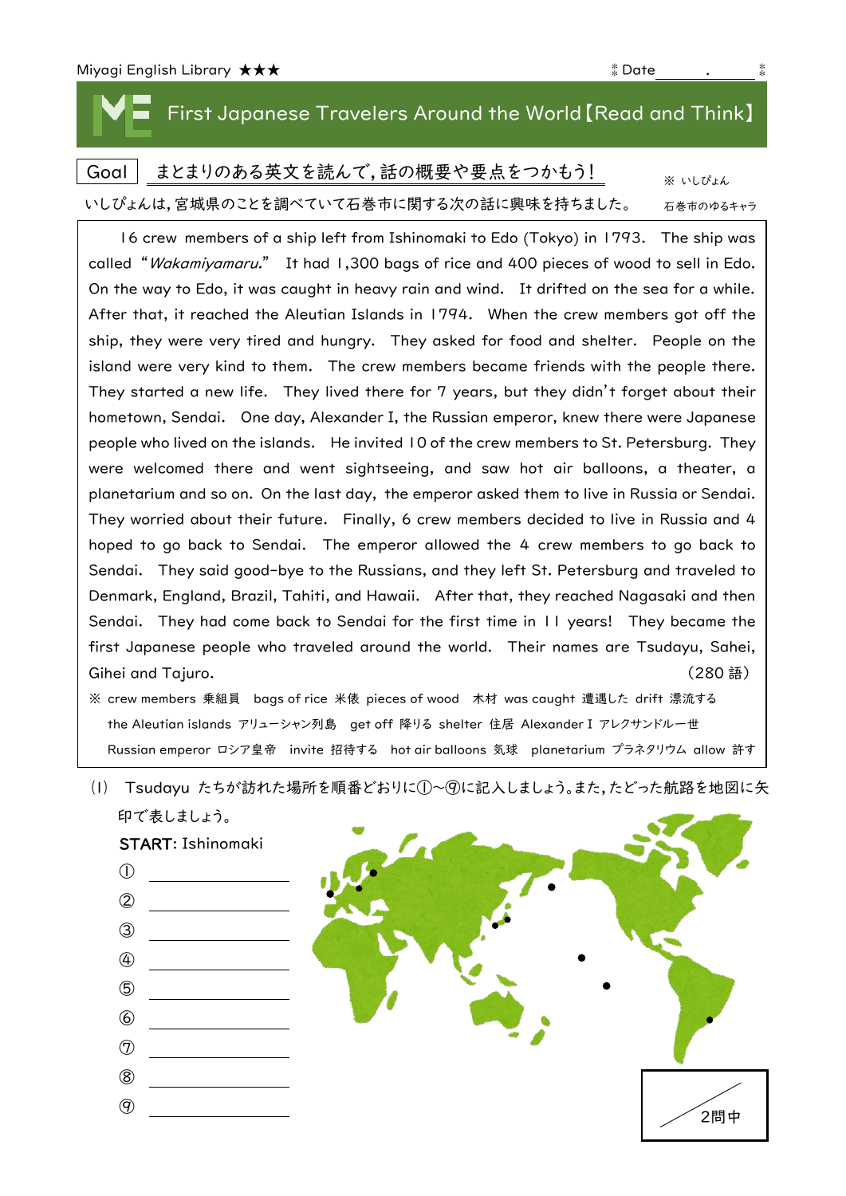Miyagi English Library ★★★　　　　　　　　　　　　　　　　　　　　Date＿＿＿.＿＿＿

# First Japanese Travelers Around the World【Read and Think】

Goal　まとまりのある英文を読んで，話の概要や要点をつかもう！

※ いしぴょん　石巻市のゆるキャラ

いしぴょんは，宮城県のことを調べていて石巻市に関する次の話に興味を持ちました。

16 crew members of a ship left from Ishinomaki to Edo (Tokyo) in 1793. The ship was called "*Wakamiyamaru.*" It had 1,300 bags of rice and 400 pieces of wood to sell in Edo. On the way to Edo, it was caught in heavy rain and wind. It drifted on the sea for a while. After that, it reached the Aleutian Islands in 1794. When the crew members got off the ship, they were very tired and hungry. They asked for food and shelter. People on the island were very kind to them. The crew members became friends with the people there. They started a new life. They lived there for 7 years, but they didn't forget about their hometown, Sendai. One day, Alexander I, the Russian emperor, knew there were Japanese people who lived on the islands. He invited 10 of the crew members to St. Petersburg. They were welcomed there and went sightseeing, and saw hot air balloons, a theater, a planetarium and so on. On the last day, the emperor asked them to live in Russia or Sendai. They worried about their future. Finally, 6 crew members decided to live in Russia and 4 hoped to go back to Sendai. The emperor allowed the 4 crew members to go back to Sendai. They said good-bye to the Russians, and they left St. Petersburg and traveled to Denmark, England, Brazil, Tahiti, and Hawaii. After that, they reached Nagasaki and then Sendai. They had come back to Sendai for the first time in 11 years! They became the first Japanese people who traveled around the world. Their names are Tsudayu, Sahei, Gihei and Tajuro.　　　　　　　　　　　　　　　　　　　　　　　　　　　　　　(280 語)

※ crew members 乗組員　bags of rice 米俵　pieces of wood　木材　was caught 遭遇した　drift 漂流する
the Aleutian islands アリューシャン列島　get off 降りる　shelter 住居　Alexander I アレクサンドル一世
Russian emperor ロシア皇帝　invite 招待する　hot air balloons 気球　planetarium プラネタリウム　allow 許す

(1)　Tsudayu たちが訪れた場所を順番どおりに①～⑨に記入しましょう。また，たどった航路を地図に矢印で表しましょう。

START: Ishinomaki

① ＿＿＿＿＿＿＿＿

② ＿＿＿＿＿＿＿＿

③ ＿＿＿＿＿＿＿＿

④ ＿＿＿＿＿＿＿＿

⑤ ＿＿＿＿＿＿＿＿

⑥ ＿＿＿＿＿＿＿＿

⑦ ＿＿＿＿＿＿＿＿

⑧ ＿＿＿＿＿＿＿＿

⑨ ＿＿＿＿＿＿＿＿

／2問中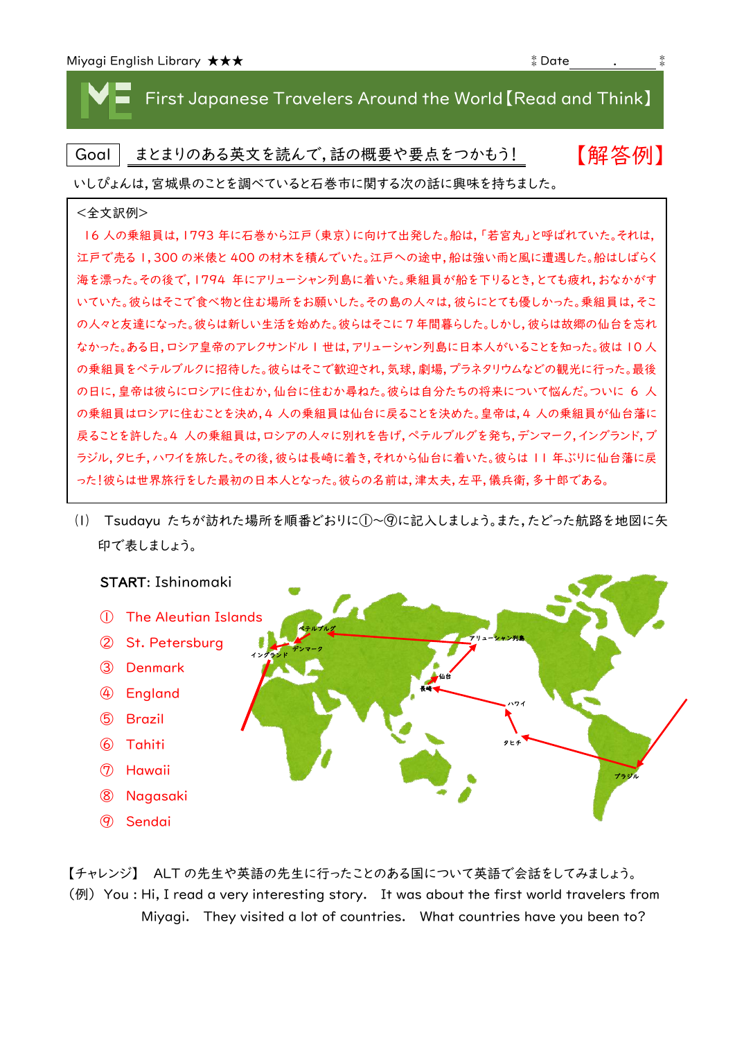Miyagi English Library ★★★ Date ______ . ______

# First Japanese Travelers Around the World【Read and Think】

Goal　まとまりのある英文を読んで，話の概要や要点をつかもう！　　【解答例】

いしぴょんは，宮城県のことを調べていると石巻市に関する次の話に興味を持ちました。

<全文訳例>

16 人の乗組員は，1793 年に石巻から江戸（東京）に向けて出発した。船は，「若宮丸」と呼ばれていた。それは，江戸で売る 1，300 の米俵と 400 の材木を積んでいた。江戸への途中，船は強い雨と風に遭遇した。船はしばらく海を漂った。その後で，1794 年にアリューシャン列島に着いた。乗組員が船を下りるとき，とても疲れ，おなかがすいていた。彼らはそこで食べ物と住む場所をお願いした。その島の人々は，彼らにとても優しかった。乗組員は，その人々と友達になった。彼らは新しい生活を始めた。彼らはそこに 7 年間暮らした。しかし，彼らは故郷の仙台を忘れなかった。ある日，ロシア皇帝のアレクサンドル 1 世は，アリューシャン列島に日本人がいることを知った。彼は 10 人の乗組員をペテルブルクに招待した。彼らはそこで歓迎され，気球，劇場，プラネタリウムなどの観光に行った。最後の日に，皇帝は彼らにロシアに住むか，仙台に住むか尋ねた。彼らは自分たちの将来について悩んだ。ついに 6 人の乗組員はロシアに住むことを決め，4 人の乗組員は仙台に戻ることを決めた。皇帝は，4 人の乗組員が仙台藩に戻ることを許した。4 人の乗組員は，ロシアの人々に別れを告げ，ペテルブルグを発ち，デンマーク，イングランド，ブラジル，タヒチ，ハワイを旅した。その後，彼らは長崎に着き，それから仙台に着いた。彼らは 11 年ぶりに仙台藩に戻った！彼らは世界旅行をした最初の日本人となった。彼らの名前は，津太夫，左平，儀兵衛，多十郎である。

(1)　Tsudayu たちが訪れた場所を順番どおりに①～⑨に記入しましょう。また，たどった航路を地図に矢印で表しましょう。

START: Ishinomaki

① The Aleutian Islands
② St. Petersburg
③ Denmark
④ England
⑤ Brazil
⑥ Tahiti
⑦ Hawaii
⑧ Nagasaki
⑨ Sendai

ペテルブルグ
イングランド
デンマーク
アリューシャン列島
仙台
長崎
ハワイ
タヒチ
ブラジル

【チャレンジ】　ALT の先生や英語の先生に行ったことのある国について英語で会話をしてみましょう。

（例）You : Hi, I read a very interesting story.　It was about the first world travelers from Miyagi.　They visited a lot of countries.　What countries have you been to?